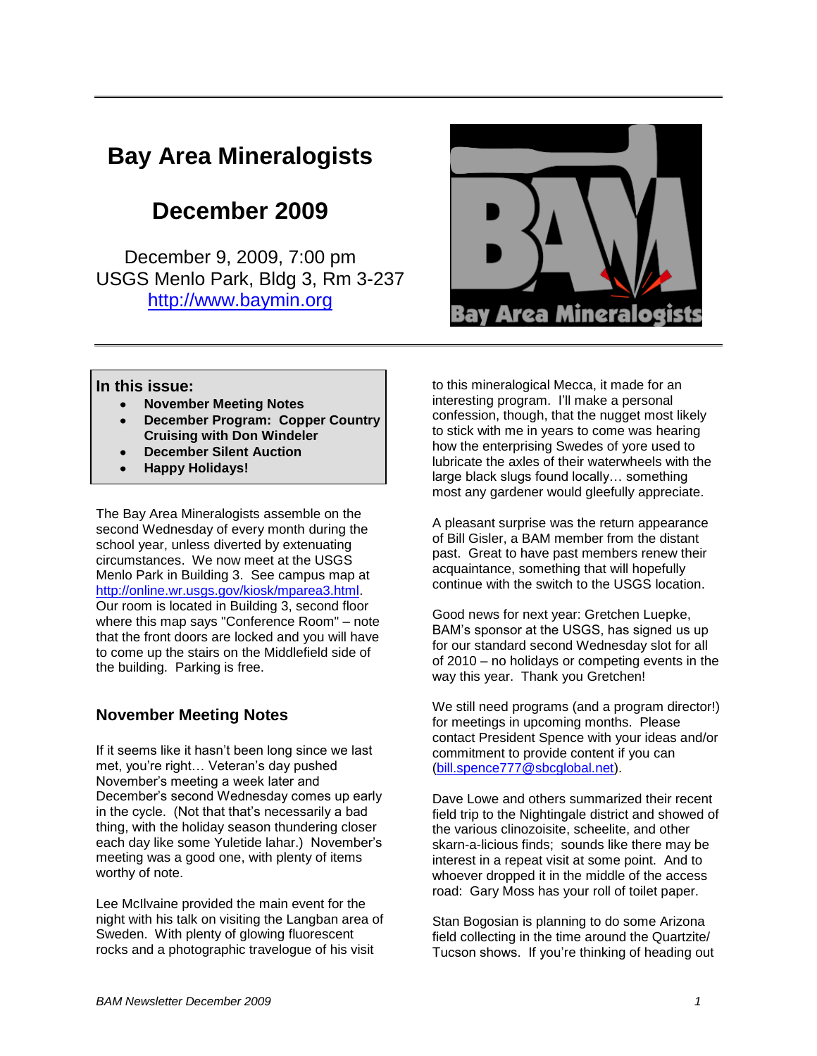# Bay Area Mineralogists

## December 2009

December 9, 2009, 7:00 pm
USGS Menlo Park, Bldg 3, Rm 3-237
http://www.baymin.org

**In this issue:**

- **November Meeting Notes**
- **December Program: Copper Country Cruising with Don Windeler**
- **December Silent Auction**
- **Happy Holidays!**

The Bay Area Mineralogists assemble on the second Wednesday of every month during the school year, unless diverted by extenuating circumstances. We now meet at the USGS Menlo Park in Building 3. See campus map at http://online.wr.usgs.gov/kiosk/mparea3.html. Our room is located in Building 3, second floor where this map says "Conference Room" – note that the front doors are locked and you will have to come up the stairs on the Middlefield side of the building. Parking is free.

### November Meeting Notes

If it seems like it hasn't been long since we last met, you're right… Veteran's day pushed November's meeting a week later and December's second Wednesday comes up early in the cycle. (Not that that's necessarily a bad thing, with the holiday season thundering closer each day like some Yuletide lahar.) November's meeting was a good one, with plenty of items worthy of note.

Lee McIlvaine provided the main event for the night with his talk on visiting the Langban area of Sweden. With plenty of glowing fluorescent rocks and a photographic travelogue of his visit to this mineralogical Mecca, it made for an interesting program. I'll make a personal confession, though, that the nugget most likely to stick with me in years to come was hearing how the enterprising Swedes of yore used to lubricate the axles of their waterwheels with the large black slugs found locally… something most any gardener would gleefully appreciate.

A pleasant surprise was the return appearance of Bill Gisler, a BAM member from the distant past. Great to have past members renew their acquaintance, something that will hopefully continue with the switch to the USGS location.

Good news for next year: Gretchen Luepke, BAM's sponsor at the USGS, has signed us up for our standard second Wednesday slot for all of 2010 – no holidays or competing events in the way this year. Thank you Gretchen!

We still need programs (and a program director!) for meetings in upcoming months. Please contact President Spence with your ideas and/or commitment to provide content if you can (bill.spence777@sbcglobal.net).

Dave Lowe and others summarized their recent field trip to the Nightingale district and showed of the various clinozoisite, scheelite, and other skarn-a-licious finds; sounds like there may be interest in a repeat visit at some point. And to whoever dropped it in the middle of the access road: Gary Moss has your roll of toilet paper.

Stan Bogosian is planning to do some Arizona field collecting in the time around the Quartzite/ Tucson shows. If you're thinking of heading out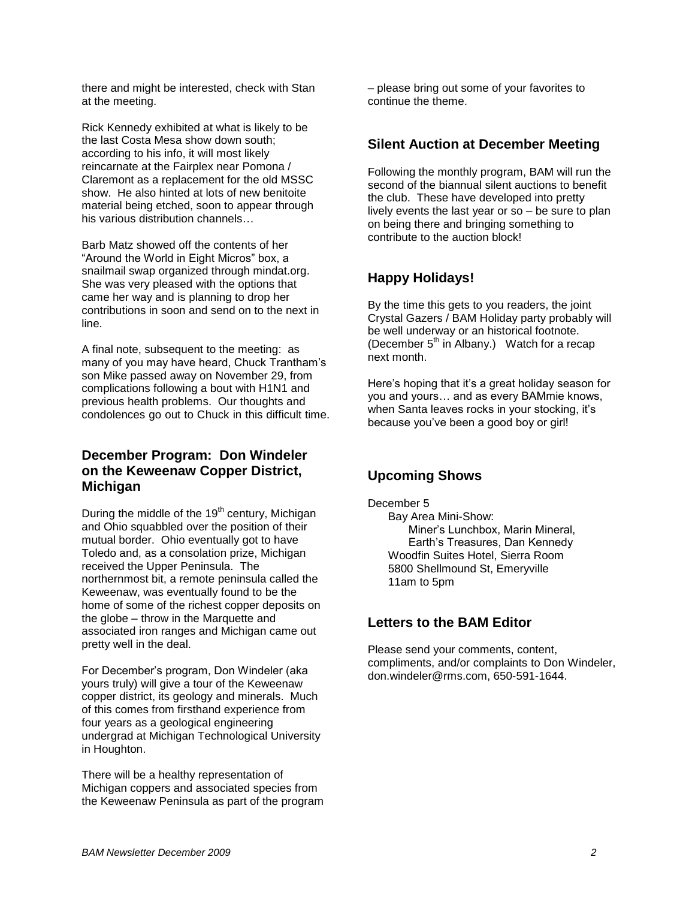there and might be interested, check with Stan at the meeting.

Rick Kennedy exhibited at what is likely to be the last Costa Mesa show down south; according to his info, it will most likely reincarnate at the Fairplex near Pomona / Claremont as a replacement for the old MSSC show. He also hinted at lots of new benitoite material being etched, soon to appear through his various distribution channels…

Barb Matz showed off the contents of her "Around the World in Eight Micros" box, a snailmail swap organized through mindat.org. She was very pleased with the options that came her way and is planning to drop her contributions in soon and send on to the next in line.

A final note, subsequent to the meeting: as many of you may have heard, Chuck Trantham's son Mike passed away on November 29, from complications following a bout with H1N1 and previous health problems. Our thoughts and condolences go out to Chuck in this difficult time.

## December Program: Don Windeler on the Keweenaw Copper District, Michigan

During the middle of the 19th century, Michigan and Ohio squabbled over the position of their mutual border. Ohio eventually got to have Toledo and, as a consolation prize, Michigan received the Upper Peninsula. The northernmost bit, a remote peninsula called the Keweenaw, was eventually found to be the home of some of the richest copper deposits on the globe – throw in the Marquette and associated iron ranges and Michigan came out pretty well in the deal.

For December's program, Don Windeler (aka yours truly) will give a tour of the Keweenaw copper district, its geology and minerals. Much of this comes from firsthand experience from four years as a geological engineering undergrad at Michigan Technological University in Houghton.

There will be a healthy representation of Michigan coppers and associated species from the Keweenaw Peninsula as part of the program – please bring out some of your favorites to continue the theme.

## Silent Auction at December Meeting

Following the monthly program, BAM will run the second of the biannual silent auctions to benefit the club. These have developed into pretty lively events the last year or so – be sure to plan on being there and bringing something to contribute to the auction block!

## Happy Holidays!

By the time this gets to you readers, the joint Crystal Gazers / BAM Holiday party probably will be well underway or an historical footnote. (December 5th in Albany.) Watch for a recap next month.

Here's hoping that it's a great holiday season for you and yours… and as every BAMmie knows, when Santa leaves rocks in your stocking, it's because you've been a good boy or girl!

## Upcoming Shows

December 5
Bay Area Mini-Show:
Miner's Lunchbox, Marin Mineral, Earth's Treasures, Dan Kennedy
Woodfin Suites Hotel, Sierra Room
5800 Shellmound St, Emeryville
11am to 5pm

## Letters to the BAM Editor

Please send your comments, content, compliments, and/or complaints to Don Windeler, don.windeler@rms.com, 650-591-1644.